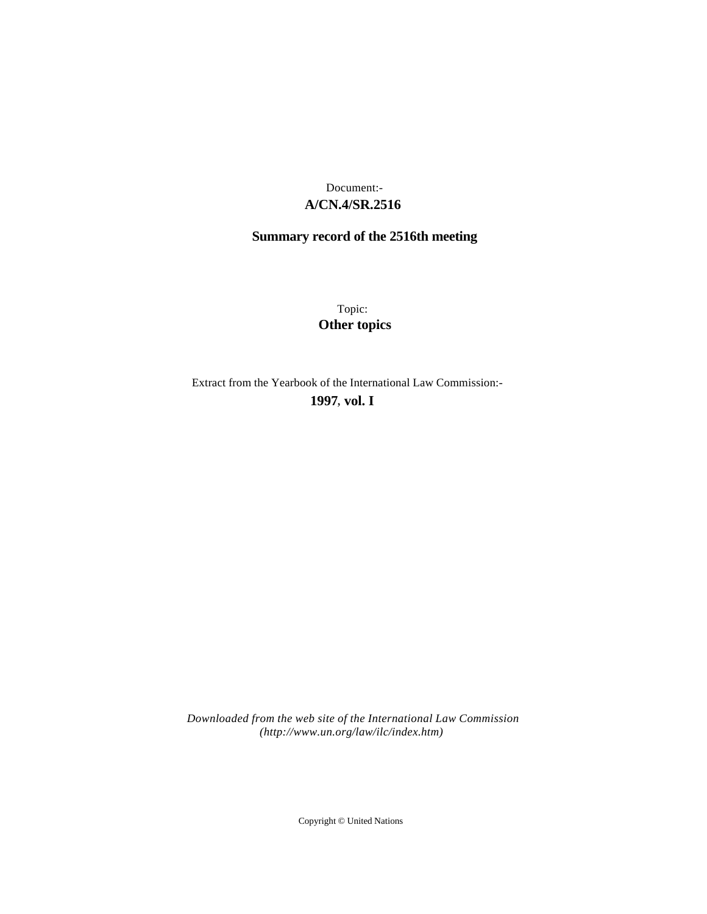Document:-

**A/CN.4/SR.2516**

**Summary record of the 2516th meeting**

Topic:

**Other topics**

Extract from the Yearbook of the International Law Commission:-

**1997, vol. I**

*Downloaded from the web site of the International Law Commission (http://www.un.org/law/ilc/index.htm)*

Copyright © United Nations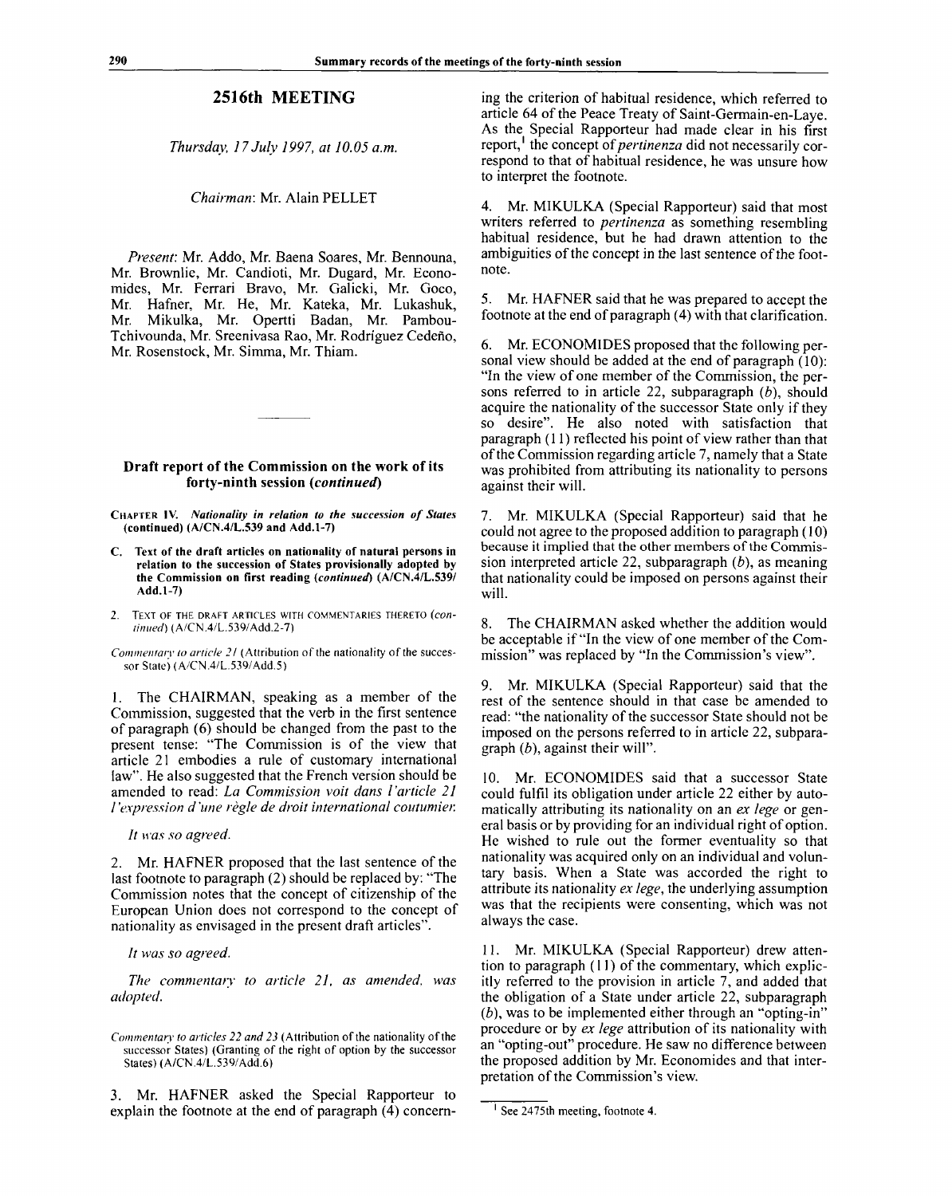## 2516th MEETING

*Thursday, 17 July 1997, at 10.05 a.m.*

*Chairman*: Mr. Alain PELLET

*Present*: Mr. Addo, Mr. Baena Soares, Mr. Bennouna, Mr. Brownlie, Mr. Candioti, Mr. Dugard, Mr. Economides, Mr. Ferrari Bravo, Mr. Galicki, Mr. Goco, Mr. Hafner, Mr. He, Mr. Kateka, Mr. Lukashuk, Mr. Mikulka, Mr. Opertti Badan, Mr. Pambou-Tchivounda, Mr. Sreenivasa Rao, Mr. Rodríguez Cedeño, Mr. Rosenstock, Mr. Simma, Mr. Thiam.

---

### Draft report of the Commission on the work of its forty-ninth session (*continued*)

CHAPTER IV. *Nationality in relation to the succession of States* (continued) (A/CN.4/L.539 and Add.1-7)

C. Text of the draft articles on nationality of natural persons in relation to the succession of States provisionally adopted by the Commission on first reading (*continued*) (A/CN.4/L.539/Add.1-7)

2. TEXT OF THE DRAFT ARTICLES WITH COMMENTARIES THERETO (*continued*) (A/CN.4/L.539/Add.2-7)

*Commentary to article 21* (Attribution of the nationality of the successor State) (A/CN.4/L.539/Add.5)

1. The CHAIRMAN, speaking as a member of the Commission, suggested that the verb in the first sentence of paragraph (6) should be changed from the past to the present tense: "The Commission is of the view that article 21 embodies a rule of customary international law". He also suggested that the French version should be amended to read: *La Commission voit dans l'article 21 l'expression d'une règle de droit international coutumier.*

*It was so agreed.*

2. Mr. HAFNER proposed that the last sentence of the last footnote to paragraph (2) should be replaced by: "The Commission notes that the concept of citizenship of the European Union does not correspond to the concept of nationality as envisaged in the present draft articles".

*It was so agreed.*

*The commentary to article 21, as amended, was adopted.*

*Commentary to articles 22 and 23* (Attribution of the nationality of the successor States) (Granting of the right of option by the successor States) (A/CN.4/L.539/Add.6)

3. Mr. HAFNER asked the Special Rapporteur to explain the footnote at the end of paragraph (4) concerning the criterion of habitual residence, which referred to article 64 of the Peace Treaty of Saint-Germain-en-Laye. As the Special Rapporteur had made clear in his first report,[1] the concept of *pertinenza* did not necessarily correspond to that of habitual residence, he was unsure how to interpret the footnote.

4. Mr. MIKULKA (Special Rapporteur) said that most writers referred to *pertinenza* as something resembling habitual residence, but he had drawn attention to the ambiguities of the concept in the last sentence of the footnote.

5. Mr. HAFNER said that he was prepared to accept the footnote at the end of paragraph (4) with that clarification.

6. Mr. ECONOMIDES proposed that the following personal view should be added at the end of paragraph (10): "In the view of one member of the Commission, the persons referred to in article 22, subparagraph (*b*), should acquire the nationality of the successor State only if they so desire". He also noted with satisfaction that paragraph (11) reflected his point of view rather than that of the Commission regarding article 7, namely that a State was prohibited from attributing its nationality to persons against their will.

7. Mr. MIKULKA (Special Rapporteur) said that he could not agree to the proposed addition to paragraph (10) because it implied that the other members of the Commission interpreted article 22, subparagraph (*b*), as meaning that nationality could be imposed on persons against their will.

8. The CHAIRMAN asked whether the addition would be acceptable if "In the view of one member of the Commission" was replaced by "In the Commission's view".

9. Mr. MIKULKA (Special Rapporteur) said that the rest of the sentence should in that case be amended to read: "the nationality of the successor State should not be imposed on the persons referred to in article 22, subparagraph (*b*), against their will".

10. Mr. ECONOMIDES said that a successor State could fulfil its obligation under article 22 either by automatically attributing its nationality on an *ex lege* or general basis or by providing for an individual right of option. He wished to rule out the former eventuality so that nationality was acquired only on an individual and voluntary basis. When a State was accorded the right to attribute its nationality *ex lege*, the underlying assumption was that the recipients were consenting, which was not always the case.

11. Mr. MIKULKA (Special Rapporteur) drew attention to paragraph (11) of the commentary, which explicitly referred to the provision in article 7, and added that the obligation of a State under article 22, subparagraph (*b*), was to be implemented either through an "opting-in" procedure or by *ex lege* attribution of its nationality with an "opting-out" procedure. He saw no difference between the proposed addition by Mr. Economides and that interpretation of the Commission's view.

---

[1] See 2475th meeting, footnote 4.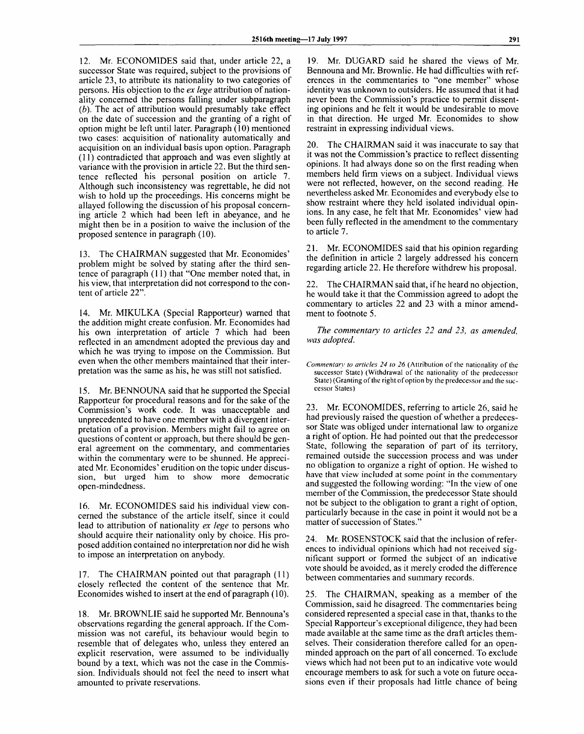12. Mr. ECONOMIDES said that, under article 22, a successor State was required, subject to the provisions of article 23, to attribute its nationality to two categories of persons. His objection to the *ex lege* attribution of nationality concerned the persons falling under subparagraph (*b*). The act of attribution would presumably take effect on the date of succession and the granting of a right of option might be left until later. Paragraph (10) mentioned two cases: acquisition of nationality automatically and acquisition on an individual basis upon option. Paragraph (11) contradicted that approach and was even slightly at variance with the provision in article 22. But the third sentence reflected his personal position on article 7. Although such inconsistency was regrettable, he did not wish to hold up the proceedings. His concerns might be allayed following the discussion of his proposal concerning article 2 which had been left in abeyance, and he might then be in a position to waive the inclusion of the proposed sentence in paragraph (10).

13. The CHAIRMAN suggested that Mr. Economides' problem might be solved by stating after the third sentence of paragraph (11) that "One member noted that, in his view, that interpretation did not correspond to the content of article 22".

14. Mr. MIKULKA (Special Rapporteur) warned that the addition might create confusion. Mr. Economides had his own interpretation of article 7 which had been reflected in an amendment adopted the previous day and which he was trying to impose on the Commission. But even when the other members maintained that their interpretation was the same as his, he was still not satisfied.

15. Mr. BENNOUNA said that he supported the Special Rapporteur for procedural reasons and for the sake of the Commission's work code. It was unacceptable and unprecedented to have one member with a divergent interpretation of a provision. Members might fail to agree on questions of content or approach, but there should be general agreement on the commentary, and commentaries within the commentary were to be shunned. He appreciated Mr. Economides' erudition on the topic under discussion, but urged him to show more democratic open-mindedness.

16. Mr. ECONOMIDES said his individual view concerned the substance of the article itself, since it could lead to attribution of nationality *ex lege* to persons who should acquire their nationality only by choice. His proposed addition contained no interpretation nor did he wish to impose an interpretation on anybody.

17. The CHAIRMAN pointed out that paragraph (11) closely reflected the content of the sentence that Mr. Economides wished to insert at the end of paragraph (10).

18. Mr. BROWNLIE said he supported Mr. Bennouna's observations regarding the general approach. If the Commission was not careful, its behaviour would begin to resemble that of delegates who, unless they entered an explicit reservation, were assumed to be individually bound by a text, which was not the case in the Commission. Individuals should not feel the need to insert what amounted to private reservations.

19. Mr. DUGARD said he shared the views of Mr. Bennouna and Mr. Brownlie. He had difficulties with references in the commentaries to "one member" whose identity was unknown to outsiders. He assumed that it had never been the Commission's practice to permit dissenting opinions and he felt it would be undesirable to move in that direction. He urged Mr. Economides to show restraint in expressing individual views.

20. The CHAIRMAN said it was inaccurate to say that it was not the Commission's practice to reflect dissenting opinions. It had always done so on the first reading when members held firm views on a subject. Individual views were not reflected, however, on the second reading. He nevertheless asked Mr. Economides and everybody else to show restraint where they held isolated individual opinions. In any case, he felt that Mr. Economides' view had been fully reflected in the amendment to the commentary to article 7.

21. Mr. ECONOMIDES said that his opinion regarding the definition in article 2 largely addressed his concern regarding article 22. He therefore withdrew his proposal.

22. The CHAIRMAN said that, if he heard no objection, he would take it that the Commission agreed to adopt the commentary to articles 22 and 23 with a minor amendment to footnote 5.

*The commentary to articles 22 and 23, as amended, was adopted.*

*Commentary to articles 24 to 26* (Attribution of the nationality of the successor State) (Withdrawal of the nationality of the predecessor State) (Granting of the right of option by the predecessor and the successor States)

23. Mr. ECONOMIDES, referring to article 26, said he had previously raised the question of whether a predecessor State was obliged under international law to organize a right of option. He had pointed out that the predecessor State, following the separation of part of its territory, remained outside the succession process and was under no obligation to organize a right of option. He wished to have that view included at some point in the commentary and suggested the following wording: "In the view of one member of the Commission, the predecessor State should not be subject to the obligation to grant a right of option, particularly because in the case in point it would not be a matter of succession of States."

24. Mr. ROSENSTOCK said that the inclusion of references to individual opinions which had not received significant support or formed the subject of an indicative vote should be avoided, as it merely eroded the difference between commentaries and summary records.

25. The CHAIRMAN, speaking as a member of the Commission, said he disagreed. The commentaries being considered represented a special case in that, thanks to the Special Rapporteur's exceptional diligence, they had been made available at the same time as the draft articles themselves. Their consideration therefore called for an open-minded approach on the part of all concerned. To exclude views which had not been put to an indicative vote would encourage members to ask for such a vote on future occasions even if their proposals had little chance of being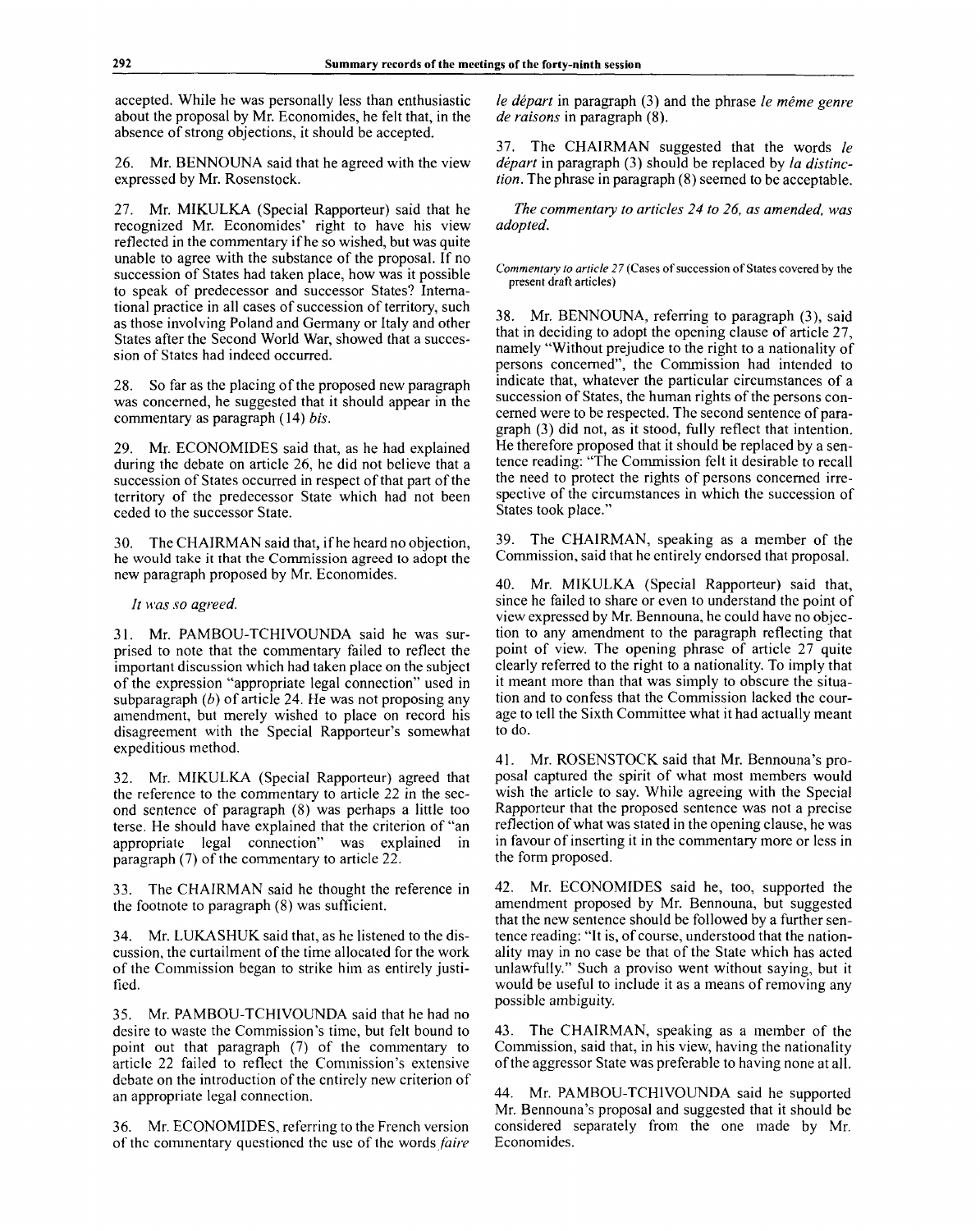accepted. While he was personally less than enthusiastic about the proposal by Mr. Economides, he felt that, in the absence of strong objections, it should be accepted.

26. Mr. BENNOUNA said that he agreed with the view expressed by Mr. Rosenstock.

27. Mr. MIKULKA (Special Rapporteur) said that he recognized Mr. Economides' right to have his view reflected in the commentary if he so wished, but was quite unable to agree with the substance of the proposal. If no succession of States had taken place, how was it possible to speak of predecessor and successor States? International practice in all cases of succession of territory, such as those involving Poland and Germany or Italy and other States after the Second World War, showed that a succession of States had indeed occurred.

28. So far as the placing of the proposed new paragraph was concerned, he suggested that it should appear in the commentary as paragraph (14) *bis*.

29. Mr. ECONOMIDES said that, as he had explained during the debate on article 26, he did not believe that a succession of States occurred in respect of that part of the territory of the predecessor State which had not been ceded to the successor State.

30. The CHAIRMAN said that, if he heard no objection, he would take it that the Commission agreed to adopt the new paragraph proposed by Mr. Economides.

*It was so agreed.*

31. Mr. PAMBOU-TCHIVOUNDA said he was surprised to note that the commentary failed to reflect the important discussion which had taken place on the subject of the expression "appropriate legal connection" used in subparagraph (*b*) of article 24. He was not proposing any amendment, but merely wished to place on record his disagreement with the Special Rapporteur's somewhat expeditious method.

32. Mr. MIKULKA (Special Rapporteur) agreed that the reference to the commentary to article 22 in the second sentence of paragraph (8) was perhaps a little too terse. He should have explained that the criterion of "an appropriate legal connection" was explained in paragraph (7) of the commentary to article 22.

33. The CHAIRMAN said he thought the reference in the footnote to paragraph (8) was sufficient.

34. Mr. LUKASHUK said that, as he listened to the discussion, the curtailment of the time allocated for the work of the Commission began to strike him as entirely justified.

35. Mr. PAMBOU-TCHIVOUNDA said that he had no desire to waste the Commission's time, but felt bound to point out that paragraph (7) of the commentary to article 22 failed to reflect the Commission's extensive debate on the introduction of the entirely new criterion of an appropriate legal connection.

36. Mr. ECONOMIDES, referring to the French version of the commentary questioned the use of the words *faire le départ* in paragraph (3) and the phrase *le même genre de raisons* in paragraph (8).

37. The CHAIRMAN suggested that the words *le départ* in paragraph (3) should be replaced by *la distinction*. The phrase in paragraph (8) seemed to be acceptable.

*The commentary to articles 24 to 26, as amended, was adopted.*

*Commentary to article 27* (Cases of succession of States covered by the present draft articles)

38. Mr. BENNOUNA, referring to paragraph (3), said that in deciding to adopt the opening clause of article 27, namely "Without prejudice to the right to a nationality of persons concerned", the Commission had intended to indicate that, whatever the particular circumstances of a succession of States, the human rights of the persons concerned were to be respected. The second sentence of paragraph (3) did not, as it stood, fully reflect that intention. He therefore proposed that it should be replaced by a sentence reading: "The Commission felt it desirable to recall the need to protect the rights of persons concerned irrespective of the circumstances in which the succession of States took place."

39. The CHAIRMAN, speaking as a member of the Commission, said that he entirely endorsed that proposal.

40. Mr. MIKULKA (Special Rapporteur) said that, since he failed to share or even to understand the point of view expressed by Mr. Bennouna, he could have no objection to any amendment to the paragraph reflecting that point of view. The opening phrase of article 27 quite clearly referred to the right to a nationality. To imply that it meant more than that was simply to obscure the situation and to confess that the Commission lacked the courage to tell the Sixth Committee what it had actually meant to do.

41. Mr. ROSENSTOCK said that Mr. Bennouna's proposal captured the spirit of what most members would wish the article to say. While agreeing with the Special Rapporteur that the proposed sentence was not a precise reflection of what was stated in the opening clause, he was in favour of inserting it in the commentary more or less in the form proposed.

42. Mr. ECONOMIDES said he, too, supported the amendment proposed by Mr. Bennouna, but suggested that the new sentence should be followed by a further sentence reading: "It is, of course, understood that the nationality may in no case be that of the State which has acted unlawfully." Such a proviso went without saying, but it would be useful to include it as a means of removing any possible ambiguity.

43. The CHAIRMAN, speaking as a member of the Commission, said that, in his view, having the nationality of the aggressor State was preferable to having none at all.

44. Mr. PAMBOU-TCHIVOUNDA said he supported Mr. Bennouna's proposal and suggested that it should be considered separately from the one made by Mr. Economides.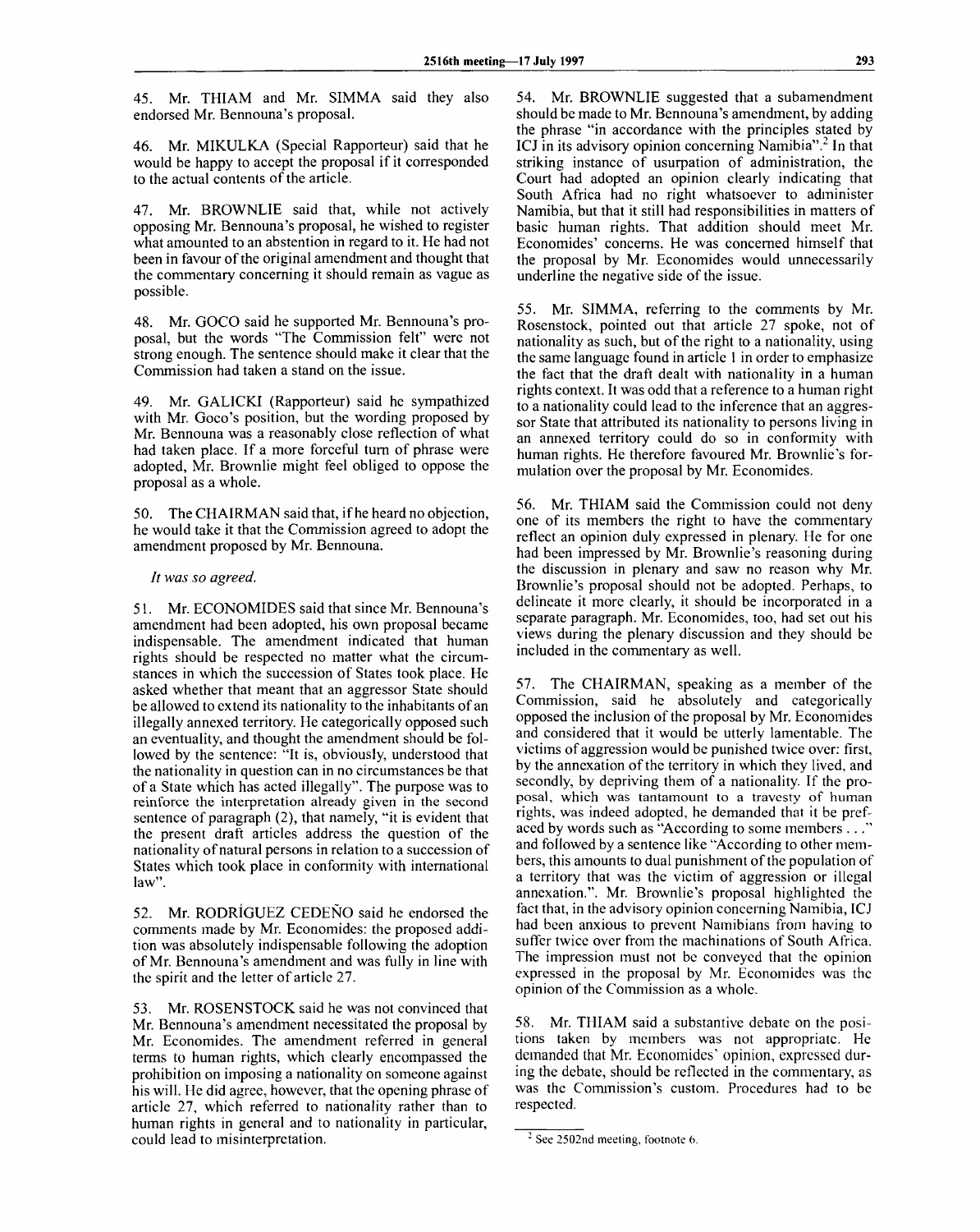45. Mr. THIAM and Mr. SIMMA said they also endorsed Mr. Bennouna's proposal.

46. Mr. MIKULKA (Special Rapporteur) said that he would be happy to accept the proposal if it corresponded to the actual contents of the article.

47. Mr. BROWNLIE said that, while not actively opposing Mr. Bennouna's proposal, he wished to register what amounted to an abstention in regard to it. He had not been in favour of the original amendment and thought that the commentary concerning it should remain as vague as possible.

48. Mr. GOCO said he supported Mr. Bennouna's proposal, but the words "The Commission felt" were not strong enough. The sentence should make it clear that the Commission had taken a stand on the issue.

49. Mr. GALICKI (Rapporteur) said he sympathized with Mr. Goco's position, but the wording proposed by Mr. Bennouna was a reasonably close reflection of what had taken place. If a more forceful turn of phrase were adopted, Mr. Brownlie might feel obliged to oppose the proposal as a whole.

50. The CHAIRMAN said that, if he heard no objection, he would take it that the Commission agreed to adopt the amendment proposed by Mr. Bennouna.

*It was so agreed.*

51. Mr. ECONOMIDES said that since Mr. Bennouna's amendment had been adopted, his own proposal became indispensable. The amendment indicated that human rights should be respected no matter what the circumstances in which the succession of States took place. He asked whether that meant that an aggressor State should be allowed to extend its nationality to the inhabitants of an illegally annexed territory. He categorically opposed such an eventuality, and thought the amendment should be followed by the sentence: "It is, obviously, understood that the nationality in question can in no circumstances be that of a State which has acted illegally". The purpose was to reinforce the interpretation already given in the second sentence of paragraph (2), that namely, "it is evident that the present draft articles address the question of the nationality of natural persons in relation to a succession of States which took place in conformity with international law".

52. Mr. RODRÍGUEZ CEDEÑO said he endorsed the comments made by Mr. Economides: the proposed addition was absolutely indispensable following the adoption of Mr. Bennouna's amendment and was fully in line with the spirit and the letter of article 27.

53. Mr. ROSENSTOCK said he was not convinced that Mr. Bennouna's amendment necessitated the proposal by Mr. Economides. The amendment referred in general terms to human rights, which clearly encompassed the prohibition on imposing a nationality on someone against his will. He did agree, however, that the opening phrase of article 27, which referred to nationality rather than to human rights in general and to nationality in particular, could lead to misinterpretation.

54. Mr. BROWNLIE suggested that a subamendment should be made to Mr. Bennouna's amendment, by adding the phrase "in accordance with the principles stated by ICJ in its advisory opinion concerning Namibia".[2] In that striking instance of usurpation of administration, the Court had adopted an opinion clearly indicating that South Africa had no right whatsoever to administer Namibia, but that it still had responsibilities in matters of basic human rights. That addition should meet Mr. Economides' concerns. He was concerned himself that the proposal by Mr. Economides would unnecessarily underline the negative side of the issue.

55. Mr. SIMMA, referring to the comments by Mr. Rosenstock, pointed out that article 27 spoke, not of nationality as such, but of the right to a nationality, using the same language found in article 1 in order to emphasize the fact that the draft dealt with nationality in a human rights context. It was odd that a reference to a human right to a nationality could lead to the inference that an aggressor State that attributed its nationality to persons living in an annexed territory could do so in conformity with human rights. He therefore favoured Mr. Brownlie's formulation over the proposal by Mr. Economides.

56. Mr. THIAM said the Commission could not deny one of its members the right to have the commentary reflect an opinion duly expressed in plenary. He for one had been impressed by Mr. Brownlie's reasoning during the discussion in plenary and saw no reason why Mr. Brownlie's proposal should not be adopted. Perhaps, to delineate it more clearly, it should be incorporated in a separate paragraph. Mr. Economides, too, had set out his views during the plenary discussion and they should be included in the commentary as well.

57. The CHAIRMAN, speaking as a member of the Commission, said he absolutely and categorically opposed the inclusion of the proposal by Mr. Economides and considered that it would be utterly lamentable. The victims of aggression would be punished twice over: first, by the annexation of the territory in which they lived, and secondly, by depriving them of a nationality. If the proposal, which was tantamount to a travesty of human rights, was indeed adopted, he demanded that it be prefaced by words such as "According to some members . . ." and followed by a sentence like "According to other members, this amounts to dual punishment of the population of a territory that was the victim of aggression or illegal annexation.". Mr. Brownlie's proposal highlighted the fact that, in the advisory opinion concerning Namibia, ICJ had been anxious to prevent Namibians from having to suffer twice over from the machinations of South Africa. The impression must not be conveyed that the opinion expressed in the proposal by Mr. Economides was the opinion of the Commission as a whole.

58. Mr. THIAM said a substantive debate on the positions taken by members was not appropriate. He demanded that Mr. Economides' opinion, expressed during the debate, should be reflected in the commentary, as was the Commission's custom. Procedures had to be respected.

---

[2] See 2502nd meeting, footnote 6.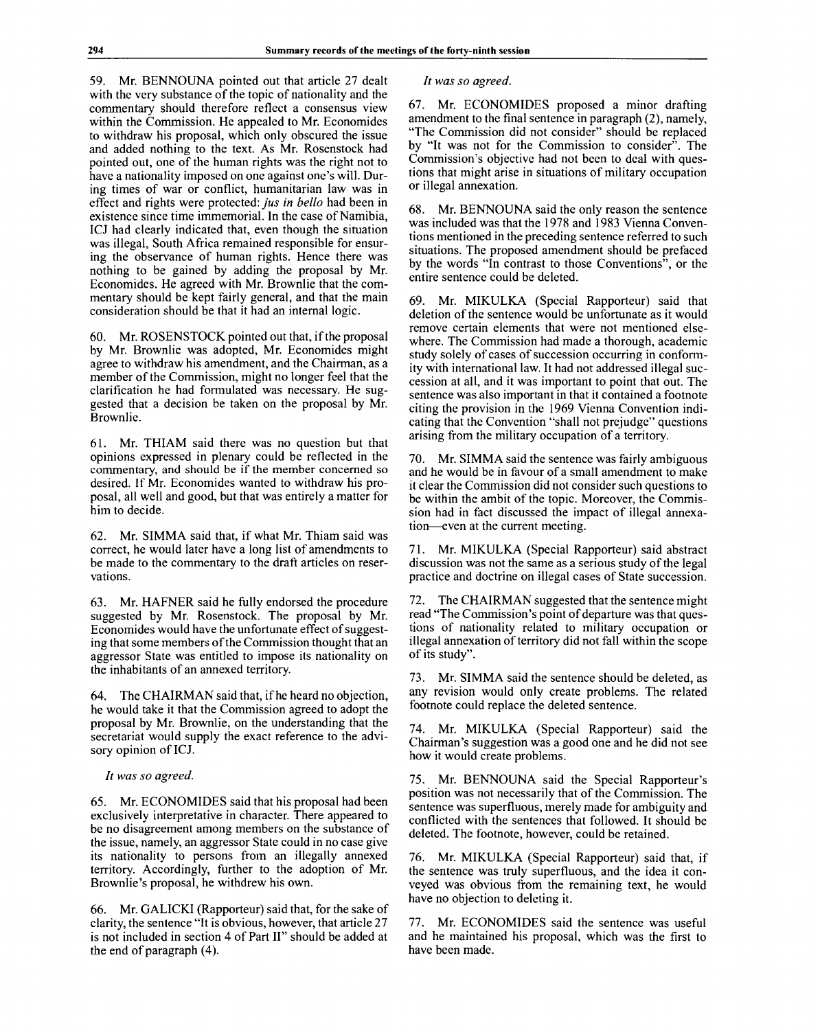59. Mr. BENNOUNA pointed out that article 27 dealt with the very substance of the topic of nationality and the commentary should therefore reflect a consensus view within the Commission. He appealed to Mr. Economides to withdraw his proposal, which only obscured the issue and added nothing to the text. As Mr. Rosenstock had pointed out, one of the human rights was the right not to have a nationality imposed on one against one's will. During times of war or conflict, humanitarian law was in effect and rights were protected: *jus in bello* had been in existence since time immemorial. In the case of Namibia, ICJ had clearly indicated that, even though the situation was illegal, South Africa remained responsible for ensuring the observance of human rights. Hence there was nothing to be gained by adding the proposal by Mr. Economides. He agreed with Mr. Brownlie that the commentary should be kept fairly general, and that the main consideration should be that it had an internal logic.

60. Mr. ROSENSTOCK pointed out that, if the proposal by Mr. Brownlie was adopted, Mr. Economides might agree to withdraw his amendment, and the Chairman, as a member of the Commission, might no longer feel that the clarification he had formulated was necessary. He suggested that a decision be taken on the proposal by Mr. Brownlie.

61. Mr. THIAM said there was no question but that opinions expressed in plenary could be reflected in the commentary, and should be if the member concerned so desired. If Mr. Economides wanted to withdraw his proposal, all well and good, but that was entirely a matter for him to decide.

62. Mr. SIMMA said that, if what Mr. Thiam said was correct, he would later have a long list of amendments to be made to the commentary to the draft articles on reservations.

63. Mr. HAFNER said he fully endorsed the procedure suggested by Mr. Rosenstock. The proposal by Mr. Economides would have the unfortunate effect of suggesting that some members of the Commission thought that an aggressor State was entitled to impose its nationality on the inhabitants of an annexed territory.

64. The CHAIRMAN said that, if he heard no objection, he would take it that the Commission agreed to adopt the proposal by Mr. Brownlie, on the understanding that the secretariat would supply the exact reference to the advisory opinion of ICJ.

*It was so agreed.*

65. Mr. ECONOMIDES said that his proposal had been exclusively interpretative in character. There appeared to be no disagreement among members on the substance of the issue, namely, an aggressor State could in no case give its nationality to persons from an illegally annexed territory. Accordingly, further to the adoption of Mr. Brownlie's proposal, he withdrew his own.

66. Mr. GALICKI (Rapporteur) said that, for the sake of clarity, the sentence "It is obvious, however, that article 27 is not included in section 4 of Part II" should be added at the end of paragraph (4).

*It was so agreed.*

67. Mr. ECONOMIDES proposed a minor drafting amendment to the final sentence in paragraph (2), namely, "The Commission did not consider" should be replaced by "It was not for the Commission to consider". The Commission's objective had not been to deal with questions that might arise in situations of military occupation or illegal annexation.

68. Mr. BENNOUNA said the only reason the sentence was included was that the 1978 and 1983 Vienna Conventions mentioned in the preceding sentence referred to such situations. The proposed amendment should be prefaced by the words "In contrast to those Conventions", or the entire sentence could be deleted.

69. Mr. MIKULKA (Special Rapporteur) said that deletion of the sentence would be unfortunate as it would remove certain elements that were not mentioned elsewhere. The Commission had made a thorough, academic study solely of cases of succession occurring in conformity with international law. It had not addressed illegal succession at all, and it was important to point that out. The sentence was also important in that it contained a footnote citing the provision in the 1969 Vienna Convention indicating that the Convention "shall not prejudge" questions arising from the military occupation of a territory.

70. Mr. SIMMA said the sentence was fairly ambiguous and he would be in favour of a small amendment to make it clear the Commission did not consider such questions to be within the ambit of the topic. Moreover, the Commission had in fact discussed the impact of illegal annexation—even at the current meeting.

71. Mr. MIKULKA (Special Rapporteur) said abstract discussion was not the same as a serious study of the legal practice and doctrine on illegal cases of State succession.

72. The CHAIRMAN suggested that the sentence might read "The Commission's point of departure was that questions of nationality related to military occupation or illegal annexation of territory did not fall within the scope of its study".

73. Mr. SIMMA said the sentence should be deleted, as any revision would only create problems. The related footnote could replace the deleted sentence.

74. Mr. MIKULKA (Special Rapporteur) said the Chairman's suggestion was a good one and he did not see how it would create problems.

75. Mr. BENNOUNA said the Special Rapporteur's position was not necessarily that of the Commission. The sentence was superfluous, merely made for ambiguity and conflicted with the sentences that followed. It should be deleted. The footnote, however, could be retained.

76. Mr. MIKULKA (Special Rapporteur) said that, if the sentence was truly superfluous, and the idea it conveyed was obvious from the remaining text, he would have no objection to deleting it.

77. Mr. ECONOMIDES said the sentence was useful and he maintained his proposal, which was the first to have been made.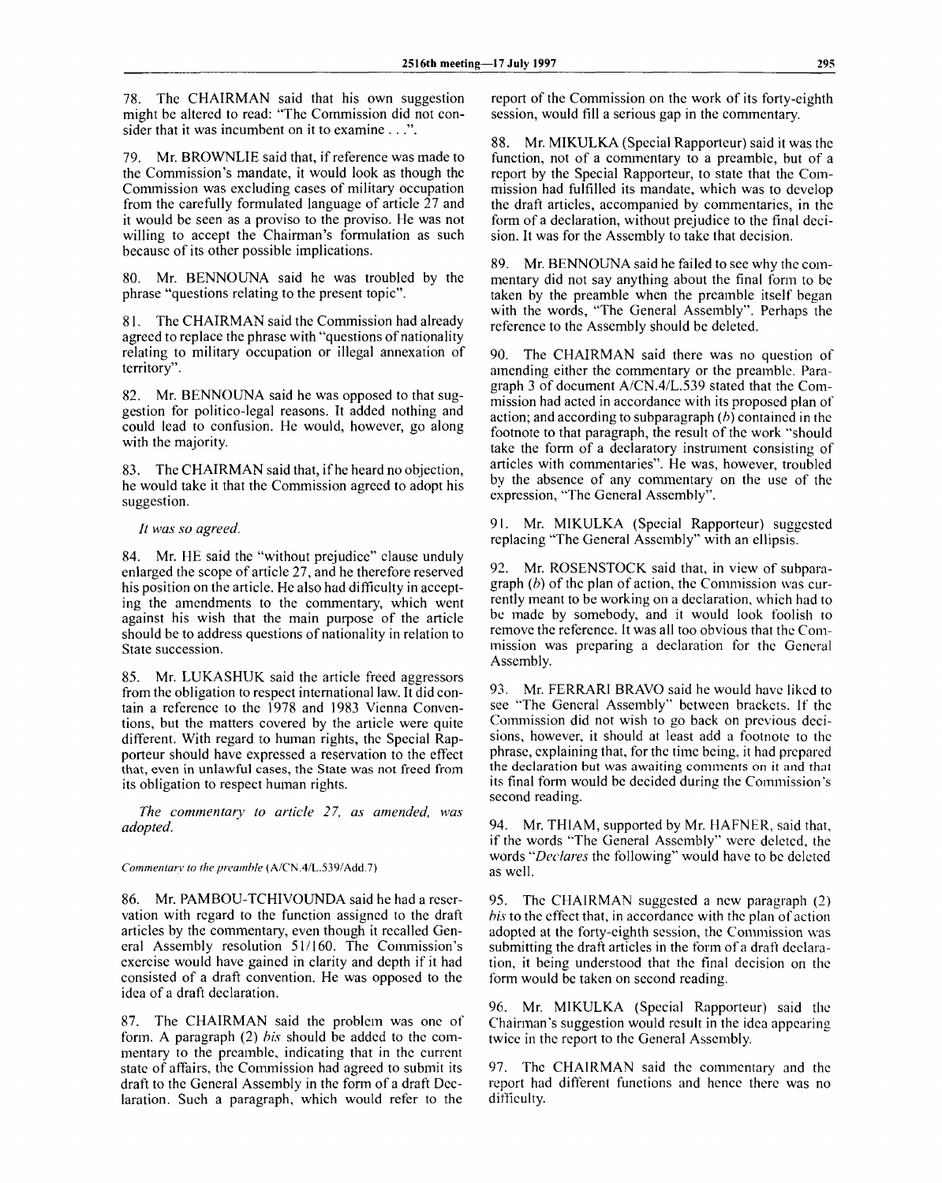78. The CHAIRMAN said that his own suggestion might be altered to read: "The Commission did not consider that it was incumbent on it to examine . . .".

79. Mr. BROWNLIE said that, if reference was made to the Commission's mandate, it would look as though the Commission was excluding cases of military occupation from the carefully formulated language of article 27 and it would be seen as a proviso to the proviso. He was not willing to accept the Chairman's formulation as such because of its other possible implications.

80. Mr. BENNOUNA said he was troubled by the phrase "questions relating to the present topic".

81. The CHAIRMAN said the Commission had already agreed to replace the phrase with "questions of nationality relating to military occupation or illegal annexation of territory".

82. Mr. BENNOUNA said he was opposed to that suggestion for politico-legal reasons. It added nothing and could lead to confusion. He would, however, go along with the majority.

83. The CHAIRMAN said that, if he heard no objection, he would take it that the Commission agreed to adopt his suggestion.

*It was so agreed.*

84. Mr. HE said the "without prejudice" clause unduly enlarged the scope of article 27, and he therefore reserved his position on the article. He also had difficulty in accepting the amendments to the commentary, which went against his wish that the main purpose of the article should be to address questions of nationality in relation to State succession.

85. Mr. LUKASHUK said the article freed aggressors from the obligation to respect international law. It did contain a reference to the 1978 and 1983 Vienna Conventions, but the matters covered by the article were quite different. With regard to human rights, the Special Rapporteur should have expressed a reservation to the effect that, even in unlawful cases, the State was not freed from its obligation to respect human rights.

*The commentary to article 27, as amended, was adopted.*

*Commentary to the preamble* (A/CN.4/L.539/Add.7)

86. Mr. PAMBOU-TCHIVOUNDA said he had a reservation with regard to the function assigned to the draft articles by the commentary, even though it recalled General Assembly resolution 51/160. The Commission's exercise would have gained in clarity and depth if it had consisted of a draft convention. He was opposed to the idea of a draft declaration.

87. The CHAIRMAN said the problem was one of form. A paragraph (2) *bis* should be added to the commentary to the preamble, indicating that in the current state of affairs, the Commission had agreed to submit its draft to the General Assembly in the form of a draft Declaration. Such a paragraph, which would refer to the report of the Commission on the work of its forty-eighth session, would fill a serious gap in the commentary.

88. Mr. MIKULKA (Special Rapporteur) said it was the function, not of a commentary to a preamble, but of a report by the Special Rapporteur, to state that the Commission had fulfilled its mandate, which was to develop the draft articles, accompanied by commentaries, in the form of a declaration, without prejudice to the final decision. It was for the Assembly to take that decision.

89. Mr. BENNOUNA said he failed to see why the commentary did not say anything about the final form to be taken by the preamble when the preamble itself began with the words, "The General Assembly". Perhaps the reference to the Assembly should be deleted.

90. The CHAIRMAN said there was no question of amending either the commentary or the preamble. Paragraph 3 of document A/CN.4/L.539 stated that the Commission had acted in accordance with its proposed plan of action; and according to subparagraph (*b*) contained in the footnote to that paragraph, the result of the work "should take the form of a declaratory instrument consisting of articles with commentaries". He was, however, troubled by the absence of any commentary on the use of the expression, "The General Assembly".

91. Mr. MIKULKA (Special Rapporteur) suggested replacing "The General Assembly" with an ellipsis.

92. Mr. ROSENSTOCK said that, in view of subparagraph (*b*) of the plan of action, the Commission was currently meant to be working on a declaration, which had to be made by somebody, and it would look foolish to remove the reference. It was all too obvious that the Commission was preparing a declaration for the General Assembly.

93. Mr. FERRARI BRAVO said he would have liked to see "The General Assembly" between brackets. If the Commission did not wish to go back on previous decisions, however, it should at least add a footnote to the phrase, explaining that, for the time being, it had prepared the declaration but was awaiting comments on it and that its final form would be decided during the Commission's second reading.

94. Mr. THIAM, supported by Mr. HAFNER, said that, if the words "The General Assembly" were deleted, the words "*Declares* the following" would have to be deleted as well.

95. The CHAIRMAN suggested a new paragraph (2) *bis* to the effect that, in accordance with the plan of action adopted at the forty-eighth session, the Commission was submitting the draft articles in the form of a draft declaration, it being understood that the final decision on the form would be taken on second reading.

96. Mr. MIKULKA (Special Rapporteur) said the Chairman's suggestion would result in the idea appearing twice in the report to the General Assembly.

97. The CHAIRMAN said the commentary and the report had different functions and hence there was no difficulty.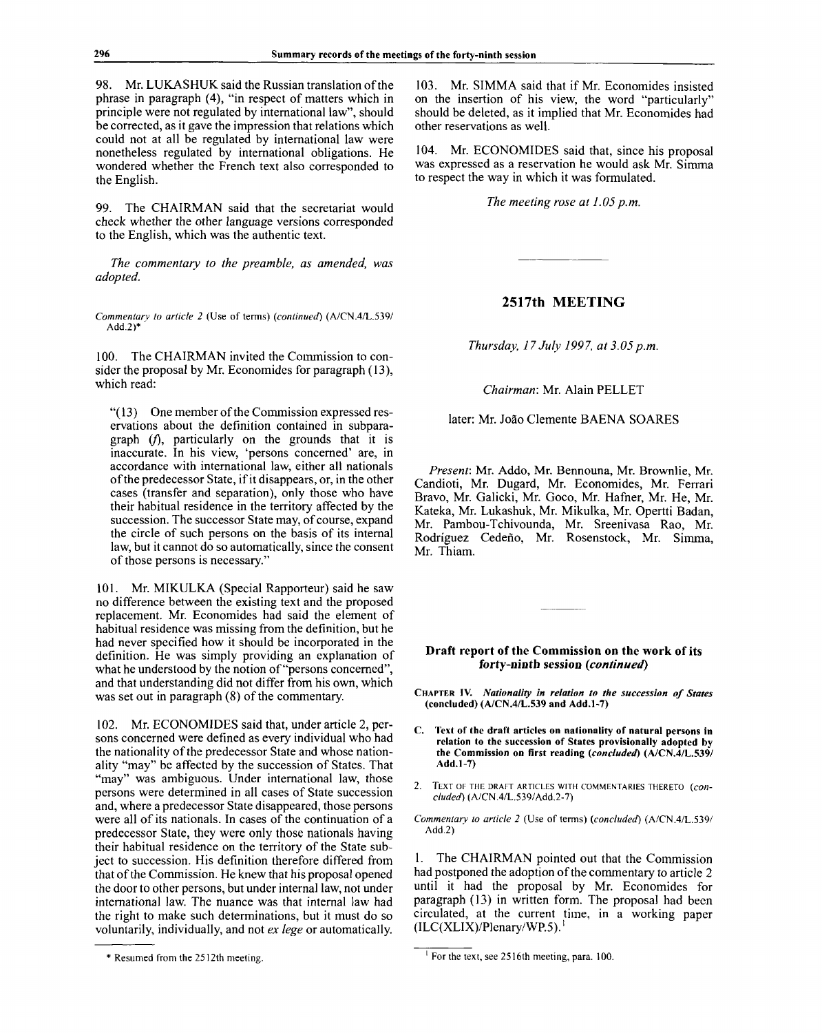98. Mr. LUKASHUK said the Russian translation of the phrase in paragraph (4), "in respect of matters which in principle were not regulated by international law", should be corrected, as it gave the impression that relations which could not at all be regulated by international law were nonetheless regulated by international obligations. He wondered whether the French text also corresponded to the English.

99. The CHAIRMAN said that the secretariat would check whether the other language versions corresponded to the English, which was the authentic text.

*The commentary to the preamble, as amended, was adopted.*

*Commentary to article 2* (Use of terms) (*continued*) (A/CN.4/L.539/Add.2)*

100. The CHAIRMAN invited the Commission to consider the proposal by Mr. Economides for paragraph (13), which read:

"(13) One member of the Commission expressed reservations about the definition contained in subparagraph (*f*), particularly on the grounds that it is inaccurate. In his view, 'persons concerned' are, in accordance with international law, either all nationals of the predecessor State, if it disappears, or, in the other cases (transfer and separation), only those who have their habitual residence in the territory affected by the succession. The successor State may, of course, expand the circle of such persons on the basis of its internal law, but it cannot do so automatically, since the consent of those persons is necessary."

101. Mr. MIKULKA (Special Rapporteur) said he saw no difference between the existing text and the proposed replacement. Mr. Economides had said the element of habitual residence was missing from the definition, but he had never specified how it should be incorporated in the definition. He was simply providing an explanation of what he understood by the notion of "persons concerned", and that understanding did not differ from his own, which was set out in paragraph (8) of the commentary.

102. Mr. ECONOMIDES said that, under article 2, persons concerned were defined as every individual who had the nationality of the predecessor State and whose nationality "may" be affected by the succession of States. That "may" was ambiguous. Under international law, those persons were determined in all cases of State succession and, where a predecessor State disappeared, those persons were all of its nationals. In cases of the continuation of a predecessor State, they were only those nationals having their habitual residence on the territory of the State subject to succession. His definition therefore differed from that of the Commission. He knew that his proposal opened the door to other persons, but under internal law, not under international law. The nuance was that internal law had the right to make such determinations, but it must do so voluntarily, individually, and not *ex lege* or automatically.

\* Resumed from the 2512th meeting.

103. Mr. SIMMA said that if Mr. Economides insisted on the insertion of his view, the word "particularly" should be deleted, as it implied that Mr. Economides had other reservations as well.

104. Mr. ECONOMIDES said that, since his proposal was expressed as a reservation he would ask Mr. Simma to respect the way in which it was formulated.

*The meeting rose at 1.05 p.m.*

---

## 2517th MEETING

*Thursday, 17 July 1997, at 3.05 p.m.*

*Chairman*: Mr. Alain PELLET

later: Mr. João Clemente BAENA SOARES

*Present*: Mr. Addo, Mr. Bennouna, Mr. Brownlie, Mr. Candioti, Mr. Dugard, Mr. Economides, Mr. Ferrari Bravo, Mr. Galicki, Mr. Goco, Mr. Hafner, Mr. He, Mr. Kateka, Mr. Lukashuk, Mr. Mikulka, Mr. Opertti Badan, Mr. Pambou-Tchivounda, Mr. Sreenivasa Rao, Mr. Rodríguez Cedeño, Mr. Rosenstock, Mr. Simma, Mr. Thiam.

---

### Draft report of the Commission on the work of its forty-ninth session (*continued*)

**CHAPTER IV. *Nationality in relation to the succession of States* (concluded) (A/CN.4/L.539 and Add.1-7)**

**C. Text of the draft articles on nationality of natural persons in relation to the succession of States provisionally adopted by the Commission on first reading (*concluded*) (A/CN.4/L.539/Add.1-7)**

2. TEXT OF THE DRAFT ARTICLES WITH COMMENTARIES THERETO (*concluded*) (A/CN.4/L.539/Add.2-7)

*Commentary to article 2* (Use of terms) (*concluded*) (A/CN.4/L.539/Add.2)

1. The CHAIRMAN pointed out that the Commission had postponed the adoption of the commentary to article 2 until it had the proposal by Mr. Economides for paragraph (13) in written form. The proposal had been circulated, at the current time, in a working paper (ILC(XLIX)/Plenary/WP.5).[1]

[1] For the text, see 2516th meeting, para. 100.